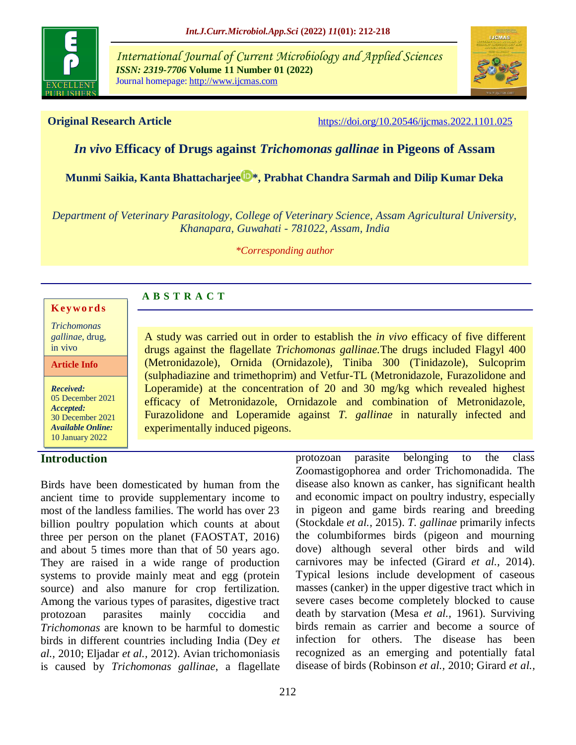International Journal of Current Microbiology and Applied Sciences
*ISSN: 2319-7706* **Volume 11 Number 01 (2022)**
Journal homepage: http://www.ijcmas.com

**Original Research Article** https://doi.org/10.20546/ijcmas.2022.1101.025

# *In vivo* Efficacy of Drugs against *Trichomonas gallinae* in Pigeons of Assam

**Munmi Saikia, Kanta Bhattacharjee*, Prabhat Chandra Sarmah and Dilip Kumar Deka**

*Department of Veterinary Parasitology, College of Veterinary Science, Assam Agricultural University, Khanapara, Guwahati - 781022, Assam, India*

*\*Corresponding author*

**Keywords**

*Trichomonas gallinae*, drug, in vivo

**Article Info**

***Received:*** 05 December 2021
***Accepted:*** 30 December 2021
***Available Online:*** 10 January 2022

## A B S T R A C T

A study was carried out in order to establish the *in vivo* efficacy of five different drugs against the flagellate *Trichomonas gallinae*.The drugs included Flagyl 400 (Metronidazole), Ornida (Ornidazole), Tiniba 300 (Tinidazole), Sulcoprim (sulphadiazine and trimethoprim) and Vetfur-TL (Metronidazole, Furazolidone and Loperamide) at the concentration of 20 and 30 mg/kg which revealed highest efficacy of Metronidazole, Ornidazole and combination of Metronidazole, Furazolidone and Loperamide against *T. gallinae* in naturally infected and experimentally induced pigeons.

## Introduction

Birds have been domesticated by human from the ancient time to provide supplementary income to most of the landless families. The world has over 23 billion poultry population which counts at about three per person on the planet (FAOSTAT, 2016) and about 5 times more than that of 50 years ago. They are raised in a wide range of production systems to provide mainly meat and egg (protein source) and also manure for crop fertilization. Among the various types of parasites, digestive tract protozoan parasites mainly coccidia and *Trichomonas* are known to be harmful to domestic birds in different countries including India (Dey *et al.,* 2010; Eljadar *et al.,* 2012). Avian trichomoniasis is caused by *Trichomonas gallinae*, a flagellate protozoan parasite belonging to the class Zoomastigophorea and order Trichomonadida. The disease also known as canker, has significant health and economic impact on poultry industry, especially in pigeon and game birds rearing and breeding (Stockdale *et al.,* 2015). *T. gallinae* primarily infects the columbiformes birds (pigeon and mourning dove) although several other birds and wild carnivores may be infected (Girard *et al.,* 2014). Typical lesions include development of caseous masses (canker) in the upper digestive tract which in severe cases become completely blocked to cause death by starvation (Mesa *et al.,* 1961). Surviving birds remain as carrier and become a source of infection for others. The disease has been recognized as an emerging and potentially fatal disease of birds (Robinson *et al.,* 2010; Girard *et al.,*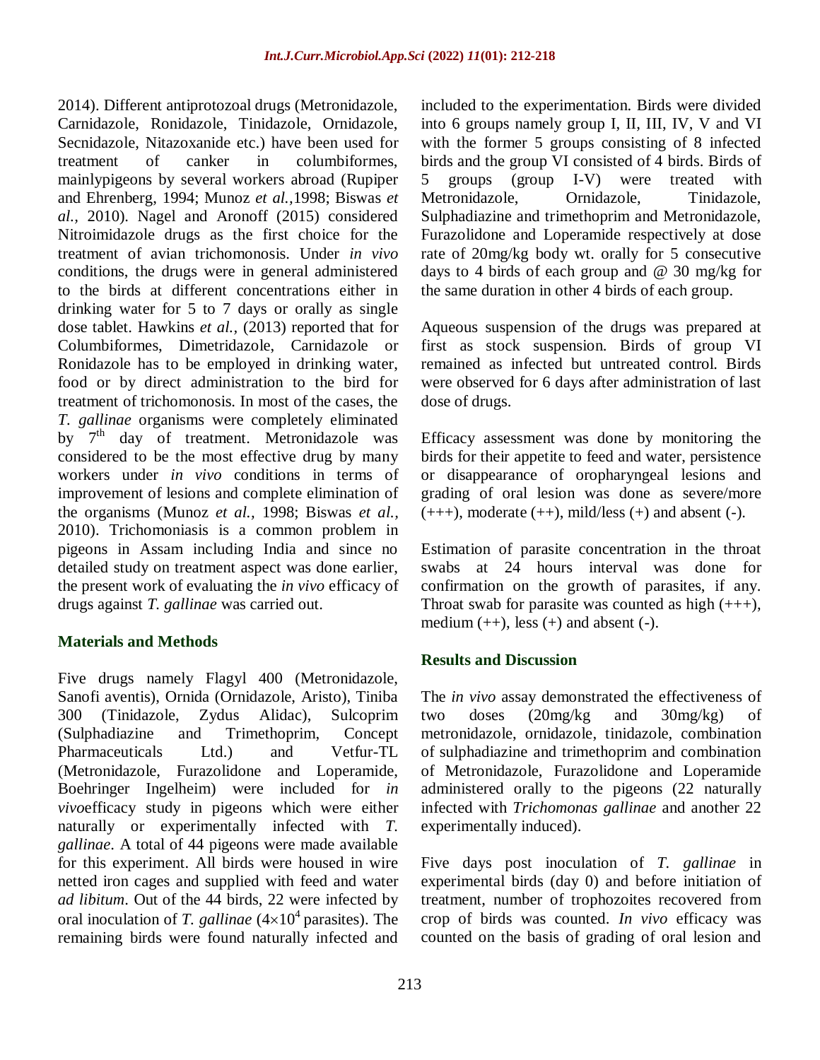2014). Different antiprotozoal drugs (Metronidazole, Carnidazole, Ronidazole, Tinidazole, Ornidazole, Secnidazole, Nitazoxanide etc.) have been used for treatment of canker in columbiformes, mainlypigeons by several workers abroad (Rupiper and Ehrenberg, 1994; Munoz *et al.,*1998; Biswas *et al.,* 2010). Nagel and Aronoff (2015) considered Nitroimidazole drugs as the first choice for the treatment of avian trichomonosis. Under *in vivo* conditions, the drugs were in general administered to the birds at different concentrations either in drinking water for 5 to 7 days or orally as single dose tablet. Hawkins *et al.,* (2013) reported that for Columbiformes, Dimetridazole, Carnidazole or Ronidazole has to be employed in drinking water, food or by direct administration to the bird for treatment of trichomonosis. In most of the cases, the *T. gallinae* organisms were completely eliminated by 7th day of treatment. Metronidazole was considered to be the most effective drug by many workers under *in vivo* conditions in terms of improvement of lesions and complete elimination of the organisms (Munoz *et al.,* 1998; Biswas *et al.,* 2010). Trichomoniasis is a common problem in pigeons in Assam including India and since no detailed study on treatment aspect was done earlier, the present work of evaluating the *in vivo* efficacy of drugs against *T. gallinae* was carried out.

## Materials and Methods

Five drugs namely Flagyl 400 (Metronidazole, Sanofi aventis), Ornida (Ornidazole, Aristo), Tiniba 300 (Tinidazole, Zydus Alidac), Sulcoprim (Sulphadiazine and Trimethoprim, Concept Pharmaceuticals Ltd.) and Vetfur-TL (Metronidazole, Furazolidone and Loperamide, Boehringer Ingelheim) were included for *in vivo*efficacy study in pigeons which were either naturally or experimentally infected with *T. gallinae*. A total of 44 pigeons were made available for this experiment. All birds were housed in wire netted iron cages and supplied with feed and water *ad libitum*. Out of the 44 birds, 22 were infected by oral inoculation of *T. gallinae* ($4\times10^4$ parasites). The remaining birds were found naturally infected and included to the experimentation. Birds were divided into 6 groups namely group I, II, III, IV, V and VI with the former 5 groups consisting of 8 infected birds and the group VI consisted of 4 birds. Birds of 5 groups (group I-V) were treated with Metronidazole, Ornidazole, Tinidazole, Sulphadiazine and trimethoprim and Metronidazole, Furazolidone and Loperamide respectively at dose rate of 20mg/kg body wt. orally for 5 consecutive days to 4 birds of each group and @ 30 mg/kg for the same duration in other 4 birds of each group.

Aqueous suspension of the drugs was prepared at first as stock suspension. Birds of group VI remained as infected but untreated control. Birds were observed for 6 days after administration of last dose of drugs.

Efficacy assessment was done by monitoring the birds for their appetite to feed and water, persistence or disappearance of oropharyngeal lesions and grading of oral lesion was done as severe/more (+++), moderate (++), mild/less (+) and absent (-).

Estimation of parasite concentration in the throat swabs at 24 hours interval was done for confirmation on the growth of parasites, if any. Throat swab for parasite was counted as high (+++), medium (++), less (+) and absent (-).

## Results and Discussion

The *in vivo* assay demonstrated the effectiveness of two doses (20mg/kg and 30mg/kg) of metronidazole, ornidazole, tinidazole, combination of sulphadiazine and trimethoprim and combination of Metronidazole, Furazolidone and Loperamide administered orally to the pigeons (22 naturally infected with *Trichomonas gallinae* and another 22 experimentally induced).

Five days post inoculation of *T. gallinae* in experimental birds (day 0) and before initiation of treatment, number of trophozoites recovered from crop of birds was counted. *In vivo* efficacy was counted on the basis of grading of oral lesion and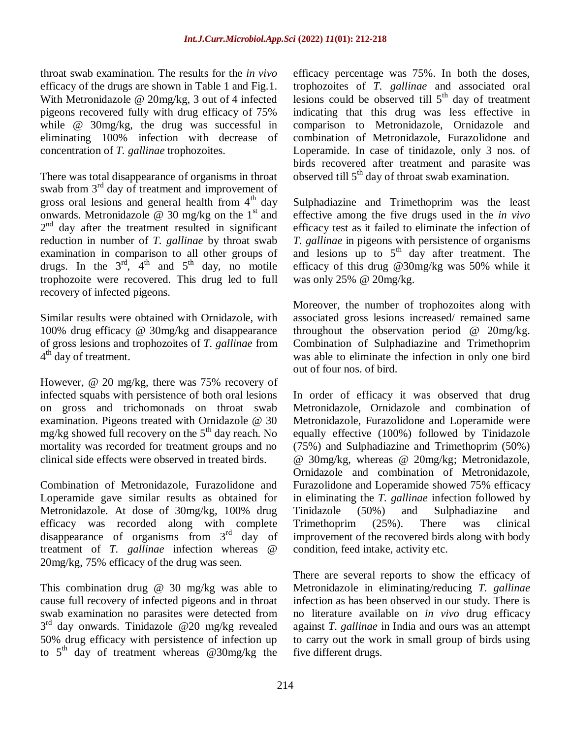throat swab examination. The results for the *in vivo* efficacy of the drugs are shown in Table 1 and Fig.1. With Metronidazole @ 20mg/kg, 3 out of 4 infected pigeons recovered fully with drug efficacy of 75% while @ 30mg/kg, the drug was successful in eliminating 100% infection with decrease of concentration of *T. gallinae* trophozoites.

There was total disappearance of organisms in throat swab from 3rd day of treatment and improvement of gross oral lesions and general health from 4th day onwards. Metronidazole @ 30 mg/kg on the 1st and 2nd day after the treatment resulted in significant reduction in number of *T. gallinae* by throat swab examination in comparison to all other groups of drugs. In the 3rd, 4th and 5th day, no motile trophozoite were recovered. This drug led to full recovery of infected pigeons.

Similar results were obtained with Ornidazole, with 100% drug efficacy @ 30mg/kg and disappearance of gross lesions and trophozoites of *T. gallinae* from 4th day of treatment.

However, @ 20 mg/kg, there was 75% recovery of infected squabs with persistence of both oral lesions on gross and trichomonads on throat swab examination. Pigeons treated with Ornidazole @ 30 mg/kg showed full recovery on the 5th day reach. No mortality was recorded for treatment groups and no clinical side effects were observed in treated birds.

Combination of Metronidazole, Furazolidone and Loperamide gave similar results as obtained for Metronidazole. At dose of 30mg/kg, 100% drug efficacy was recorded along with complete disappearance of organisms from 3rd day of treatment of *T. gallinae* infection whereas @ 20mg/kg, 75% efficacy of the drug was seen.

This combination drug @ 30 mg/kg was able to cause full recovery of infected pigeons and in throat swab examination no parasites were detected from 3rd day onwards. Tinidazole @20 mg/kg revealed 50% drug efficacy with persistence of infection up to 5th day of treatment whereas @30mg/kg the efficacy percentage was 75%. In both the doses, trophozoites of *T. gallinae* and associated oral lesions could be observed till 5th day of treatment indicating that this drug was less effective in comparison to Metronidazole, Ornidazole and combination of Metronidazole, Furazolidone and Loperamide. In case of tinidazole, only 3 nos. of birds recovered after treatment and parasite was observed till 5th day of throat swab examination.

Sulphadiazine and Trimethoprim was the least effective among the five drugs used in the *in vivo* efficacy test as it failed to eliminate the infection of *T. gallinae* in pigeons with persistence of organisms and lesions up to 5th day after treatment. The efficacy of this drug @30mg/kg was 50% while it was only 25% @ 20mg/kg.

Moreover, the number of trophozoites along with associated gross lesions increased/ remained same throughout the observation period @ 20mg/kg. Combination of Sulphadiazine and Trimethoprim was able to eliminate the infection in only one bird out of four nos. of bird.

In order of efficacy it was observed that drug Metronidazole, Ornidazole and combination of Metronidazole, Furazolidone and Loperamide were equally effective (100%) followed by Tinidazole (75%) and Sulphadiazine and Trimethoprim (50%) @ 30mg/kg, whereas @ 20mg/kg; Metronidazole, Ornidazole and combination of Metronidazole, Furazolidone and Loperamide showed 75% efficacy in eliminating the *T. gallinae* infection followed by Tinidazole (50%) and Sulphadiazine and Trimethoprim (25%). There was clinical improvement of the recovered birds along with body condition, feed intake, activity etc.

There are several reports to show the efficacy of Metronidazole in eliminating/reducing *T. gallinae* infection as has been observed in our study. There is no literature available on *in vivo* drug efficacy against *T. gallinae* in India and ours was an attempt to carry out the work in small group of birds using five different drugs.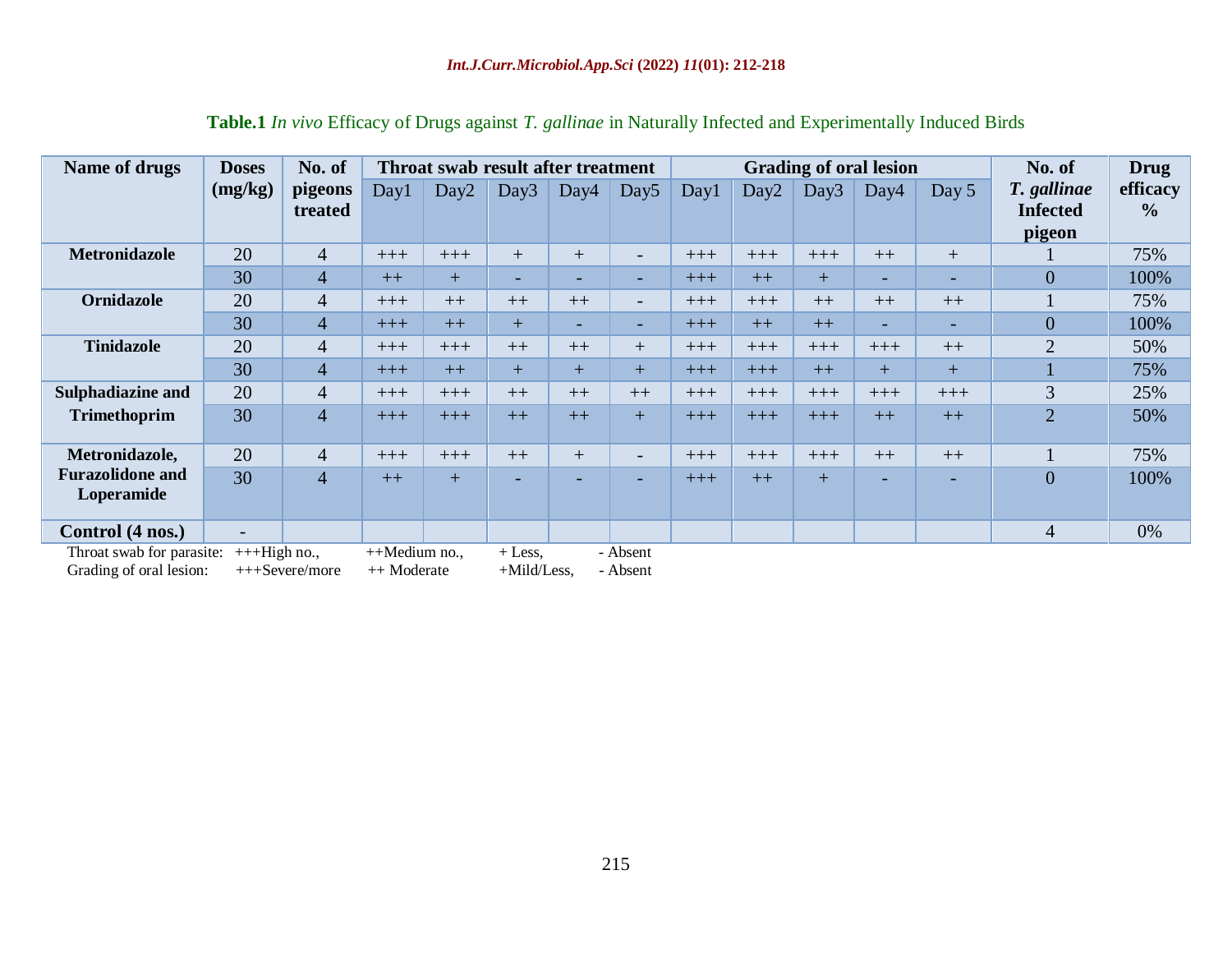**Table.1** *In vivo* Efficacy of Drugs against *T. gallinae* in Naturally Infected and Experimentally Induced Birds

| Name of drugs | Doses (mg/kg) | No. of pigeons treated | Throat swab result after treatment | | | | | Grading of oral lesion | | | | | No. of *T. gallinae* Infected pigeon | Drug efficacy % |
|---|---|---|---|---|---|---|---|---|---|---|---|---|---|---|
| | | | Day1 | Day2 | Day3 | Day4 | Day5 | Day1 | Day2 | Day3 | Day4 | Day 5 | | |
| **Metronidazole** | 20 | 4 | +++ | +++ | + | + | - | +++ | +++ | +++ | ++ | + | 1 | 75% |
| | 30 | 4 | ++ | + | - | - | - | +++ | ++ | + | - | - | 0 | 100% |
| **Ornidazole** | 20 | 4 | +++ | ++ | ++ | ++ | - | +++ | +++ | ++ | ++ | ++ | 1 | 75% |
| | 30 | 4 | +++ | ++ | + | - | - | +++ | ++ | ++ | - | - | 0 | 100% |
| **Tinidazole** | 20 | 4 | +++ | +++ | ++ | ++ | + | +++ | +++ | +++ | +++ | ++ | 2 | 50% |
| | 30 | 4 | +++ | ++ | + | + | + | +++ | +++ | ++ | + | + | 1 | 75% |
| **Sulphadiazine and Trimethoprim** | 20 | 4 | +++ | +++ | ++ | ++ | ++ | +++ | +++ | +++ | +++ | +++ | 3 | 25% |
| | 30 | 4 | +++ | +++ | ++ | ++ | + | +++ | +++ | +++ | ++ | ++ | 2 | 50% |
| **Metronidazole, Furazolidone and Loperamide** | 20 | 4 | +++ | +++ | ++ | + | - | +++ | +++ | +++ | ++ | ++ | 1 | 75% |
| | 30 | 4 | ++ | + | - | - | - | +++ | ++ | + | - | - | 0 | 100% |
| **Control (4 nos.)** | - | | | | | | | | | | | | 4 | 0% |

Throat swab for parasite: +++High no., ++Medium no., + Less, - Absent
Grading of oral lesion: +++Severe/more ++ Moderate +Mild/Less, - Absent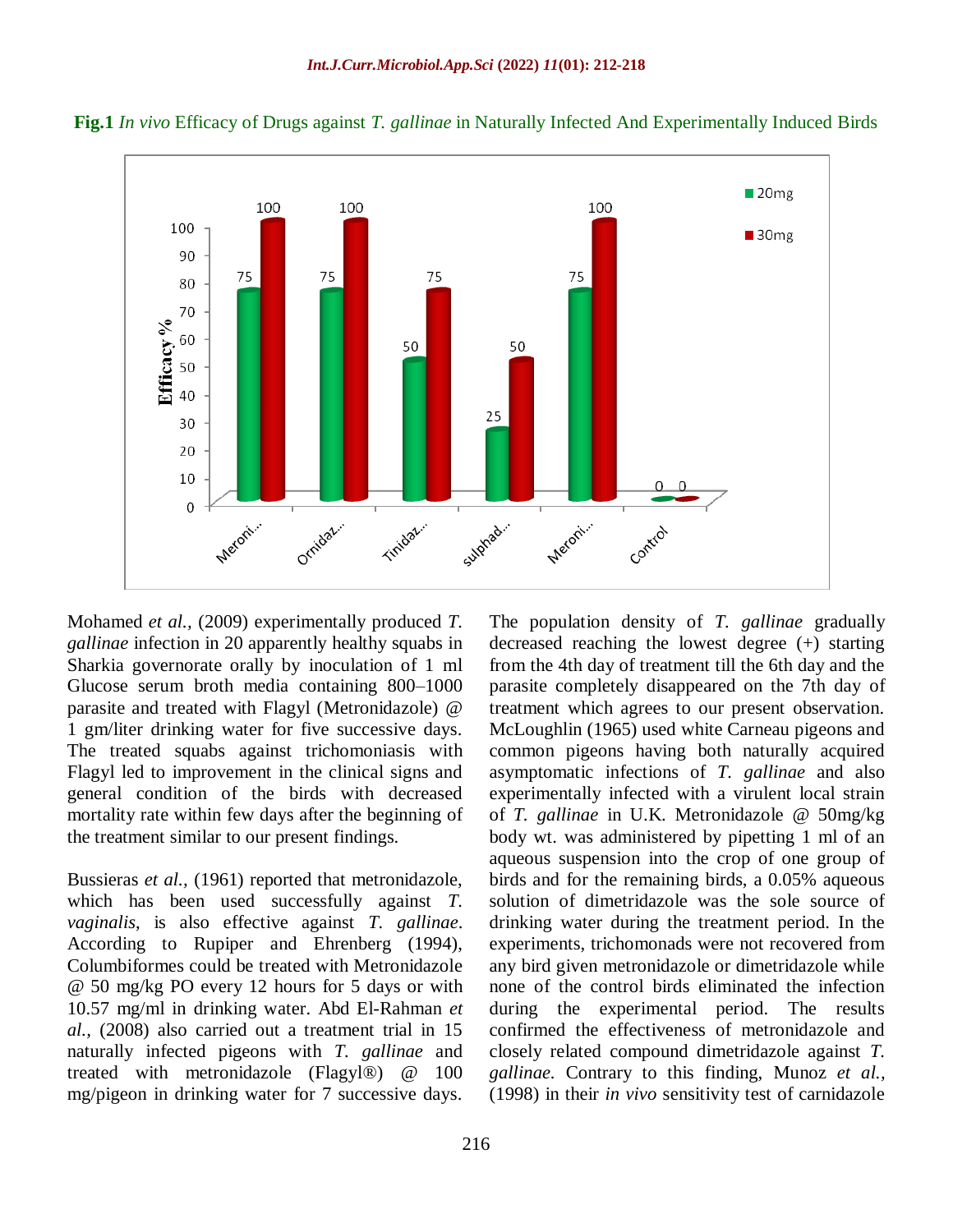**Fig.1** *In vivo* Efficacy of Drugs against *T. gallinae* in Naturally Infected And Experimentally Induced Birds

20mg
30mg

Efficacy %

100
90
80
70
60
50
40
30
20
10
0

75 100
75 100
50 75
25 50
75 100
0 0

Meroni...
Ornidaz...
Tinidaz...
sulphad...
Meroni...
Control

Mohamed *et al.,* (2009) experimentally produced *T. gallinae* infection in 20 apparently healthy squabs in Sharkia governorate orally by inoculation of 1 ml Glucose serum broth media containing 800–1000 parasite and treated with Flagyl (Metronidazole) @ 1 gm/liter drinking water for five successive days. The treated squabs against trichomoniasis with Flagyl led to improvement in the clinical signs and general condition of the birds with decreased mortality rate within few days after the beginning of the treatment similar to our present findings.

Bussieras *et al.,* (1961) reported that metronidazole, which has been used successfully against *T. vaginalis*, is also effective against *T. gallinae*. According to Rupiper and Ehrenberg (1994), Columbiformes could be treated with Metronidazole @ 50 mg/kg PO every 12 hours for 5 days or with 10.57 mg/ml in drinking water. Abd El-Rahman *et al.,* (2008) also carried out a treatment trial in 15 naturally infected pigeons with *T. gallinae* and treated with metronidazole (Flagyl®) @ 100 mg/pigeon in drinking water for 7 successive days. The population density of *T. gallinae* gradually decreased reaching the lowest degree (+) starting from the 4th day of treatment till the 6th day and the parasite completely disappeared on the 7th day of treatment which agrees to our present observation. McLoughlin (1965) used white Carneau pigeons and common pigeons having both naturally acquired asymptomatic infections of *T. gallinae* and also experimentally infected with a virulent local strain of *T. gallinae* in U.K. Metronidazole @ 50mg/kg body wt. was administered by pipetting 1 ml of an aqueous suspension into the crop of one group of birds and for the remaining birds, a 0.05% aqueous solution of dimetridazole was the sole source of drinking water during the treatment period. In the experiments, trichomonads were not recovered from any bird given metronidazole or dimetridazole while none of the control birds eliminated the infection during the experimental period. The results confirmed the effectiveness of metronidazole and closely related compound dimetridazole against *T. gallinae*. Contrary to this finding, Munoz *et al.,* (1998) in their *in vivo* sensitivity test of carnidazole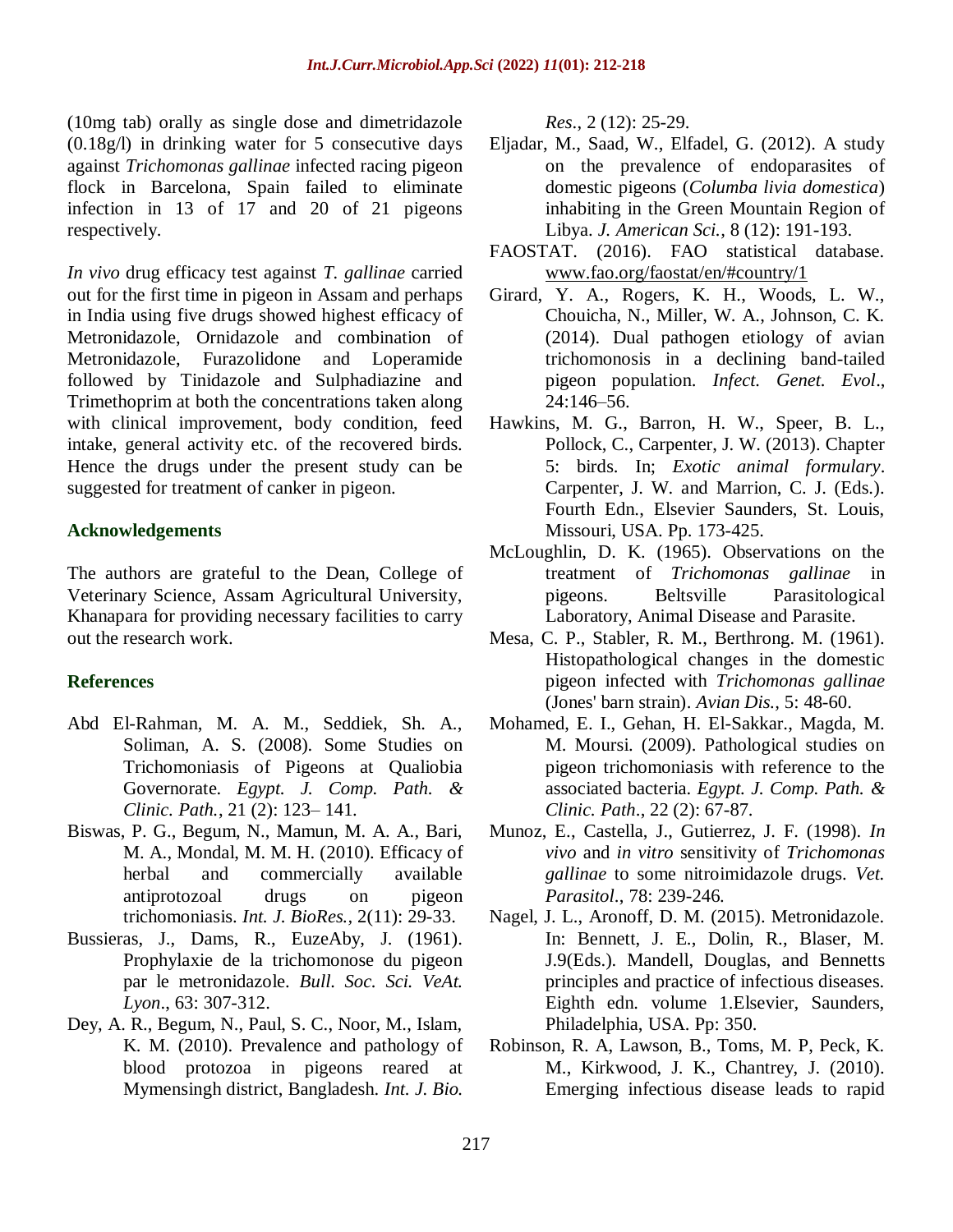(10mg tab) orally as single dose and dimetridazole (0.18g/l) in drinking water for 5 consecutive days against *Trichomonas gallinae* infected racing pigeon flock in Barcelona, Spain failed to eliminate infection in 13 of 17 and 20 of 21 pigeons respectively.

*In vivo* drug efficacy test against *T. gallinae* carried out for the first time in pigeon in Assam and perhaps in India using five drugs showed highest efficacy of Metronidazole, Ornidazole and combination of Metronidazole, Furazolidone and Loperamide followed by Tinidazole and Sulphadiazine and Trimethoprim at both the concentrations taken along with clinical improvement, body condition, feed intake, general activity etc. of the recovered birds. Hence the drugs under the present study can be suggested for treatment of canker in pigeon.

## Acknowledgements

The authors are grateful to the Dean, College of Veterinary Science, Assam Agricultural University, Khanapara for providing necessary facilities to carry out the research work.

## References

Abd El-Rahman, M. A. M., Seddiek, Sh. A., Soliman, A. S. (2008). Some Studies on Trichomoniasis of Pigeons at Qualiobia Governorate. *Egypt. J. Comp. Path. & Clinic. Path.*, 21 (2): 123– 141.

Biswas, P. G., Begum, N., Mamun, M. A. A., Bari, M. A., Mondal, M. M. H. (2010). Efficacy of herbal and commercially available antiprotozoal drugs on pigeon trichomoniasis. *Int. J. BioRes.*, 2(11): 29-33.

Bussieras, J., Dams, R., EuzeAby, J. (1961). Prophylaxie de la trichomonose du pigeon par le metronidazole. *Bull. Soc. Sci. VeAt. Lyon*., 63: 307-312.

Dey, A. R., Begum, N., Paul, S. C., Noor, M., Islam, K. M. (2010). Prevalence and pathology of blood protozoa in pigeons reared at Mymensingh district, Bangladesh. *Int. J. Bio. Res.*, 2 (12): 25-29.

Eljadar, M., Saad, W., Elfadel, G. (2012). A study on the prevalence of endoparasites of domestic pigeons (*Columba livia domestica*) inhabiting in the Green Mountain Region of Libya. *J. American Sci.*, 8 (12): 191-193.

FAOSTAT. (2016). FAO statistical database. www.fao.org/faostat/en/#country/1

Girard, Y. A., Rogers, K. H., Woods, L. W., Chouicha, N., Miller, W. A., Johnson, C. K. (2014). Dual pathogen etiology of avian trichomonosis in a declining band-tailed pigeon population. *Infect. Genet. Evol*., 24:146–56.

Hawkins, M. G., Barron, H. W., Speer, B. L., Pollock, C., Carpenter, J. W. (2013). Chapter 5: birds. In; *Exotic animal formulary*. Carpenter, J. W. and Marrion, C. J. (Eds.). Fourth Edn., Elsevier Saunders, St. Louis, Missouri, USA. Pp. 173-425.

McLoughlin, D. K. (1965). Observations on the treatment of *Trichomonas gallinae* in pigeons. Beltsville Parasitological Laboratory, Animal Disease and Parasite.

Mesa, C. P., Stabler, R. M., Berthrong. M. (1961). Histopathological changes in the domestic pigeon infected with *Trichomonas gallinae* (Jones' barn strain). *Avian Dis.*, 5: 48-60.

Mohamed, E. I., Gehan, H. El-Sakkar., Magda, M. M. Moursi. (2009). Pathological studies on pigeon trichomoniasis with reference to the associated bacteria. *Egypt. J. Comp. Path. & Clinic. Path*., 22 (2): 67-87.

Munoz, E., Castella, J., Gutierrez, J. F. (1998). *In vivo* and *in vitro* sensitivity of *Trichomonas gallinae* to some nitroimidazole drugs. *Vet. Parasitol*., 78: 239-246.

Nagel, J. L., Aronoff, D. M. (2015). Metronidazole. In: Bennett, J. E., Dolin, R., Blaser, M. J.9(Eds.). Mandell, Douglas, and Bennetts principles and practice of infectious diseases. Eighth edn. volume 1.Elsevier, Saunders, Philadelphia, USA. Pp: 350.

Robinson, R. A, Lawson, B., Toms, M. P, Peck, K. M., Kirkwood, J. K., Chantrey, J. (2010). Emerging infectious disease leads to rapid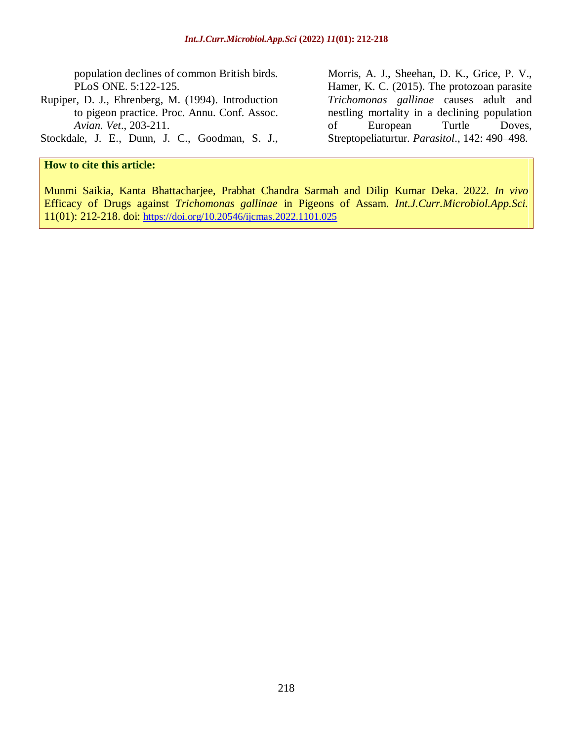population declines of common British birds. PLoS ONE. 5:122-125.

Rupiper, D. J., Ehrenberg, M. (1994). Introduction to pigeon practice. Proc. Annu. Conf. Assoc. *Avian. Vet*., 203-211.

Stockdale, J. E., Dunn, J. C., Goodman, S. J., Morris, A. J., Sheehan, D. K., Grice, P. V., Hamer, K. C. (2015). The protozoan parasite *Trichomonas gallinae* causes adult and nestling mortality in a declining population of European Turtle Doves, Streptopeliaturtur. *Parasitol*., 142: 490–498.

**How to cite this article:**

Munmi Saikia, Kanta Bhattacharjee, Prabhat Chandra Sarmah and Dilip Kumar Deka. 2022. *In vivo* Efficacy of Drugs against *Trichomonas gallinae* in Pigeons of Assam. *Int.J.Curr.Microbiol.App.Sci.* 11(01): 212-218. doi: https://doi.org/10.20546/ijcmas.2022.1101.025